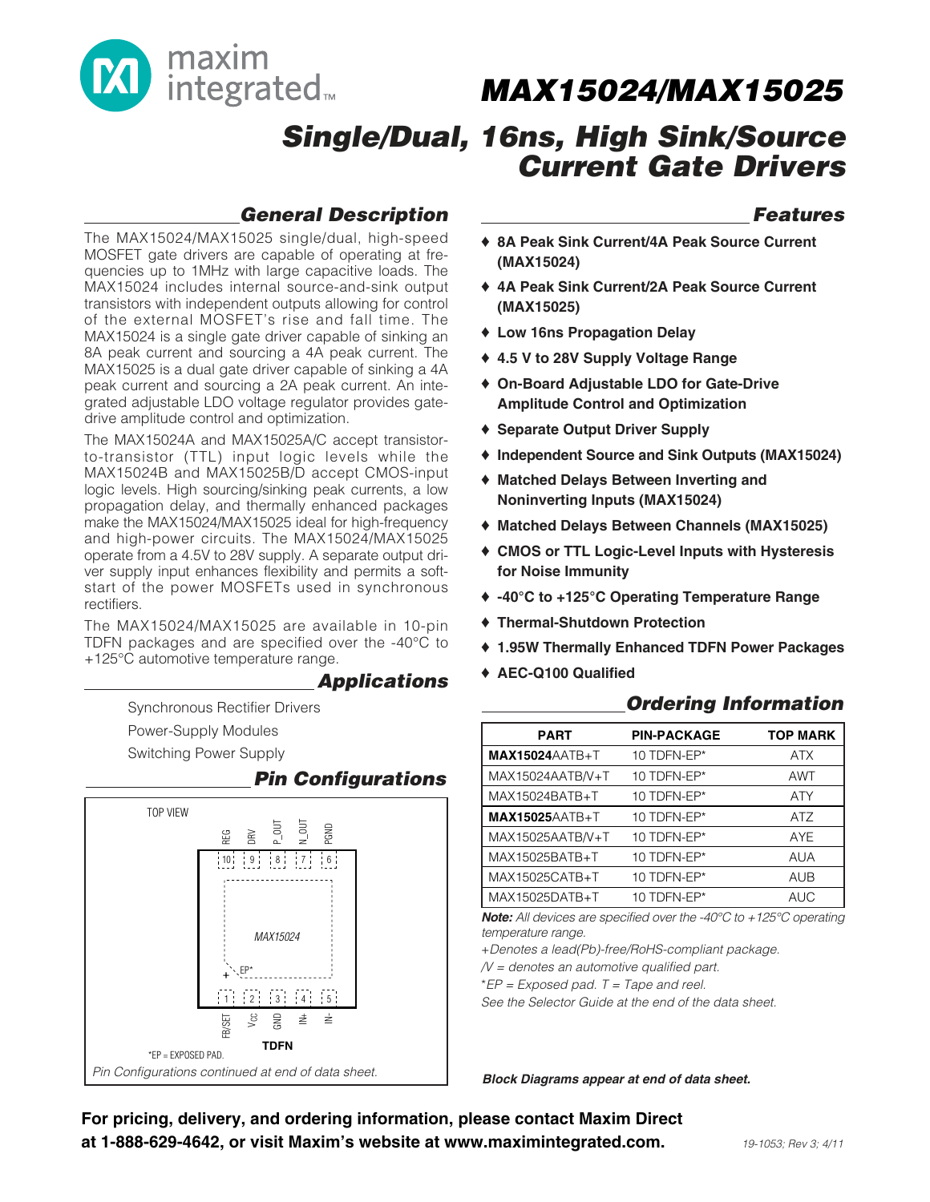maxim integrated

# MAX15024/MAX15025

## Single/Dual, 16ns, High Sink/Source Current Gate Drivers

## General Description

The MAX15024/MAX15025 single/dual, high-speed MOSFET gate drivers are capable of operating at frequencies up to 1MHz with large capacitive loads. The MAX15024 includes internal source-and-sink output transistors with independent outputs allowing for control of the external MOSFET's rise and fall time. The MAX15024 is a single gate driver capable of sinking an 8A peak current and sourcing a 4A peak current. The MAX15025 is a dual gate driver capable of sinking a 4A peak current and sourcing a 2A peak current. An integrated adjustable LDO voltage regulator provides gate-drive amplitude control and optimization.

The MAX15024A and MAX15025A/C accept transistor-to-transistor (TTL) input logic levels while the MAX15024B and MAX15025B/D accept CMOS-input logic levels. High sourcing/sinking peak currents, a low propagation delay, and thermally enhanced packages make the MAX15024/MAX15025 ideal for high-frequency and high-power circuits. The MAX15024/MAX15025 operate from a 4.5V to 28V supply. A separate output driver supply input enhances flexibility and permits a soft-start of the power MOSFETs used in synchronous rectifiers.

The MAX15024/MAX15025 are available in 10-pin TDFN packages and are specified over the -40°C to +125°C automotive temperature range.

## Applications

Synchronous Rectifier Drivers

Power-Supply Modules

Switching Power Supply

## Pin Configurations

TOP VIEW

| Pin | 10 | 9 | 8 | 7 | 6 |
|---|---|---|---|---|---|
| Name | REG | DRV | P_OUT | N_OUT | PGND |

MAX15024 (EP*)

| Pin | 1 | 2 | 3 | 4 | 5 |
|---|---|---|---|---|---|
| Name | FB/SET | $V_{CC}$ | GND | IN+ | IN- |

TDFN

*EP = EXPOSED PAD.

*Pin Configurations continued at end of data sheet.*

## Features

- ♦ **8A Peak Sink Current/4A Peak Source Current (MAX15024)**
- ♦ **4A Peak Sink Current/2A Peak Source Current (MAX15025)**
- ♦ **Low 16ns Propagation Delay**
- ♦ **4.5 V to 28V Supply Voltage Range**
- ♦ **On-Board Adjustable LDO for Gate-Drive Amplitude Control and Optimization**
- ♦ **Separate Output Driver Supply**
- ♦ **Independent Source and Sink Outputs (MAX15024)**
- ♦ **Matched Delays Between Inverting and Noninverting Inputs (MAX15024)**
- ♦ **Matched Delays Between Channels (MAX15025)**
- ♦ **CMOS or TTL Logic-Level Inputs with Hysteresis for Noise Immunity**
- ♦ **-40°C to +125°C Operating Temperature Range**
- ♦ **Thermal-Shutdown Protection**
- ♦ **1.95W Thermally Enhanced TDFN Power Packages**
- ♦ **AEC-Q100 Qualified**

## Ordering Information

| PART | PIN-PACKAGE | TOP MARK |
|---|---|---|
| **MAX15024**AATB+T | 10 TDFN-EP* | ATX |
| MAX15024AATB/V+T | 10 TDFN-EP* | AWT |
| MAX15024BATB+T | 10 TDFN-EP* | ATY |
| **MAX15025**AATB+T | 10 TDFN-EP* | ATZ |
| MAX15025AATB/V+T | 10 TDFN-EP* | AYE |
| MAX15025BATB+T | 10 TDFN-EP* | AUA |
| MAX15025CATB+T | 10 TDFN-EP* | AUB |
| MAX15025DATB+T | 10 TDFN-EP* | AUC |

***Note:** All devices are specified over the -40°C to +125°C operating temperature range.*

*+Denotes a lead(Pb)-free/RoHS-compliant package.*

*/V = denotes an automotive qualified part.*

**EP = Exposed pad. T = Tape and reel.*

*See the Selector Guide at the end of the data sheet.*

***Block Diagrams appear at end of data sheet.***

**For pricing, delivery, and ordering information, please contact Maxim Direct at 1-888-629-4642, or visit Maxim's website at www.maximintegrated.com.**

19-1053; Rev 3; 4/11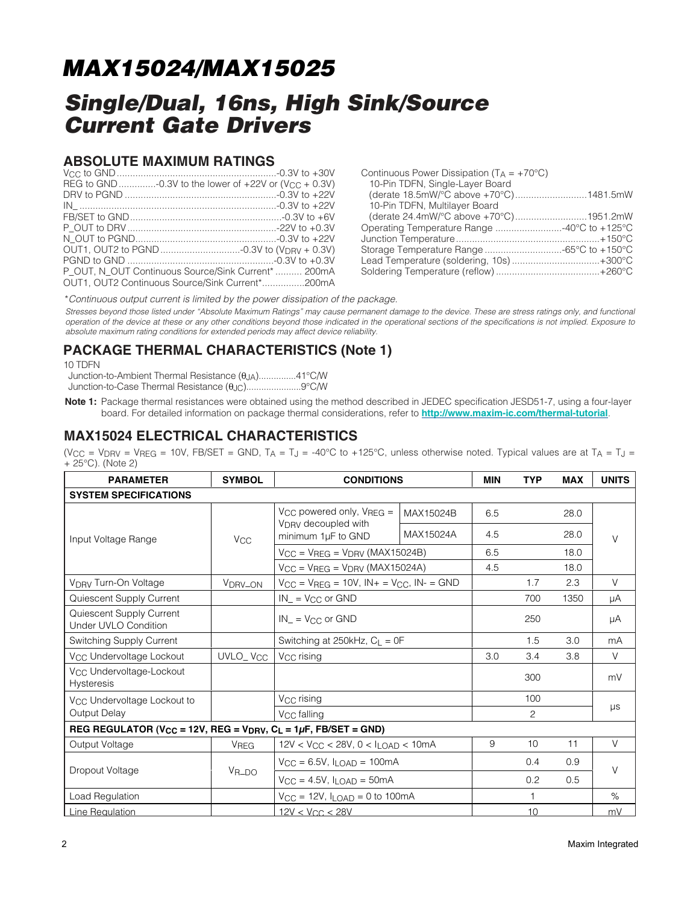# MAX15024/MAX15025

## Single/Dual, 16ns, High Sink/Source Current Gate Drivers

## ABSOLUTE MAXIMUM RATINGS

$V_{CC}$ to GND ............................................................-0.3V to +30V
REG to GND ..............-0.3V to the lower of +22V or ($V_{CC}$ + 0.3V)
DRV to PGND .........................................................-0.3V to +22V
IN_ ...........................................................................-0.3V to +22V
FB/SET to GND .........................................................-0.3V to +6V
P_OUT to DRV .........................................................-22V to +0.3V
N_OUT to PGND .......................................................-0.3V to +22V
OUT1, OUT2 to PGND ..............................-0.3V to ($V_{DRV}$ + 0.3V)
PGND to GND ..........................................................-0.3V to +0.3V
P_OUT, N_OUT Continuous Source/Sink Current* .......... 200mA
OUT1, OUT2 Continuous Source/Sink Current*................200mA

Continuous Power Dissipation ($T_A$ = +70°C)
  10-Pin TDFN, Single-Layer Board
  (derate 18.5mW/°C above +70°C)...........................1481.5mW
  10-Pin TDFN, Multilayer Board
  (derate 24.4mW/°C above +70°C)...........................1951.2mW
Operating Temperature Range .........................-40°C to +125°C
Junction Temperature ......................................................+150°C
Storage Temperature Range .............................-65°C to +150°C
Lead Temperature (soldering, 10s) .................................+300°C
Soldering Temperature (reflow) .......................................+260°C

*Continuous output current is limited by the power dissipation of the package.

*Stresses beyond those listed under "Absolute Maximum Ratings" may cause permanent damage to the device. These are stress ratings only, and functional operation of the device at these or any other conditions beyond those indicated in the operational sections of the specifications is not implied. Exposure to absolute maximum rating conditions for extended periods may affect device reliability.*

## PACKAGE THERMAL CHARACTERISTICS (Note 1)

10 TDFN
  Junction-to-Ambient Thermal Resistance ($θ_{JA}$)...............41°C/W
  Junction-to-Case Thermal Resistance ($θ_{JC}$)......................9°C/W

**Note 1:** Package thermal resistances were obtained using the method described in JEDEC specification JESD51-7, using a four-layer board. For detailed information on package thermal considerations, refer to **http://www.maxim-ic.com/thermal-tutorial**.

## MAX15024 ELECTRICAL CHARACTERISTICS

($V_{CC}$ = $V_{DRV}$ = $V_{REG}$ = 10V, FB/SET = GND, $T_A$ = $T_J$ = -40°C to +125°C, unless otherwise noted. Typical values are at $T_A$ = $T_J$ = + 25°C). (Note 2)

| PARAMETER | SYMBOL | CONDITIONS | | MIN | TYP | MAX | UNITS |
|---|---|---|---|---|---|---|---|
| **SYSTEM SPECIFICATIONS** | | | | | | | |
| Input Voltage Range | $V_{CC}$ | $V_{CC}$ powered only, $V_{REG}$ = $V_{DRV}$ decoupled with minimum 1µF to GND | MAX15024B | 6.5 | | 28.0 | V |
| | | | MAX15024A | 4.5 | | 28.0 | |
| | | $V_{CC}$ = $V_{REG}$ = $V_{DRV}$ (MAX15024B) | | 6.5 | | 18.0 | |
| | | $V_{CC}$ = $V_{REG}$ = $V_{DRV}$ (MAX15024A) | | 4.5 | | 18.0 | |
| $V_{DRV}$ Turn-On Voltage | $V_{DRV\_ON}$ | $V_{CC}$ = $V_{REG}$ = 10V, IN+ = $V_{CC}$, IN- = GND | | | 1.7 | 2.3 | V |
| Quiescent Supply Current | | IN_ = $V_{CC}$ or GND | | | 700 | 1350 | µA |
| Quiescent Supply Current Under UVLO Condition | | IN_ = $V_{CC}$ or GND | | | 250 | | µA |
| Switching Supply Current | | Switching at 250kHz, $C_L$ = 0F | | | 1.5 | 3.0 | mA |
| $V_{CC}$ Undervoltage Lockout | UVLO_ $V_{CC}$ | $V_{CC}$ rising | | 3.0 | 3.4 | 3.8 | V |
| $V_{CC}$ Undervoltage-Lockout Hysteresis | | | | | 300 | | mV |
| $V_{CC}$ Undervoltage Lockout to Output Delay | | $V_{CC}$ rising | | | 100 | | µs |
| | | $V_{CC}$ falling | | | 2 | | |
| **REG REGULATOR ($V_{CC}$ = 12V, REG = $V_{DRV}$, $C_L$ = 1µF, FB/SET = GND)** | | | | | | | |
| Output Voltage | $V_{REG}$ | 12V < $V_{CC}$ < 28V, 0 < $I_{LOAD}$ < 10mA | | 9 | 10 | 11 | V |
| Dropout Voltage | $V_{R\_DO}$ | $V_{CC}$ = 6.5V, $I_{LOAD}$ = 100mA | | | 0.4 | 0.9 | V |
| | | $V_{CC}$ = 4.5V, $I_{LOAD}$ = 50mA | | | 0.2 | 0.5 | |
| Load Regulation | | $V_{CC}$ = 12V, $I_{LOAD}$ = 0 to 100mA | | | 1 | | % |
| Line Regulation | | 12V < $V_{CC}$ < 28V | | | 10 | | mV |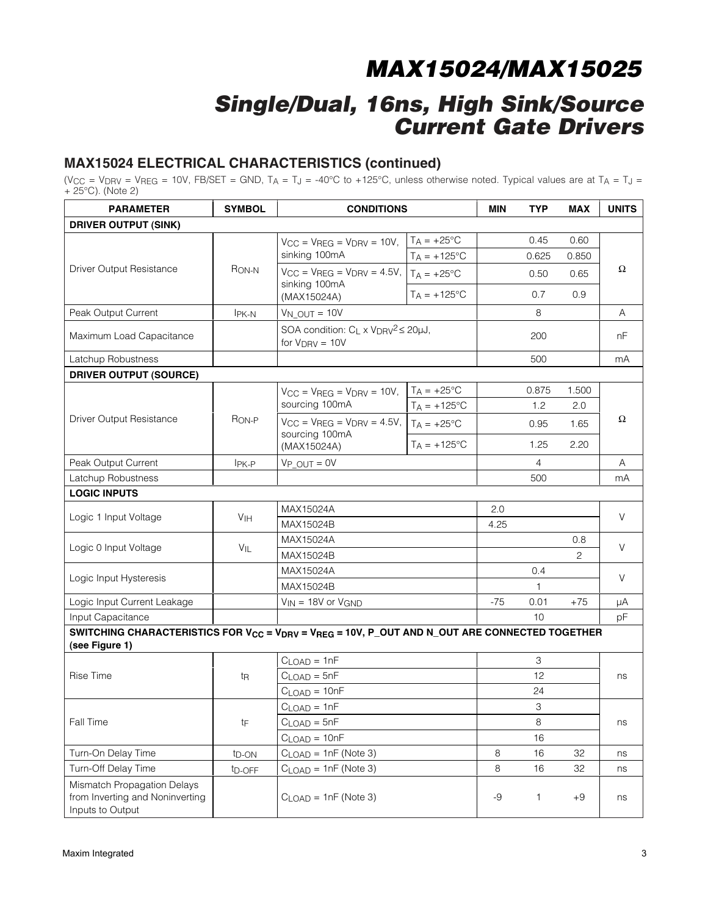## MAX15024 ELECTRICAL CHARACTERISTICS (continued)

($V_{CC}$ = $V_{DRV}$ = $V_{REG}$ = 10V, FB/SET = GND, $T_A$ = $T_J$ = -40°C to +125°C, unless otherwise noted. Typical values are at $T_A$ = $T_J$ = + 25°C). (Note 2)

| PARAMETER | SYMBOL | CONDITIONS | | MIN | TYP | MAX | UNITS |
|---|---|---|---|---|---|---|---|
| **DRIVER OUTPUT (SINK)** | | | | | | | |
| Driver Output Resistance | $R_{ON-N}$ | $V_{CC}$ = $V_{REG}$ = $V_{DRV}$ = 10V, sinking 100mA | $T_A$ = +25°C | | 0.45 | 0.60 | Ω |
| | | | $T_A$ = +125°C | | 0.625 | 0.850 | |
| | | $V_{CC}$ = $V_{REG}$ = $V_{DRV}$ = 4.5V, sinking 100mA (MAX15024A) | $T_A$ = +25°C | | 0.50 | 0.65 | |
| | | | $T_A$ = +125°C | | 0.7 | 0.9 | |
| Peak Output Current | $I_{PK-N}$ | $V_{N\_OUT}$ = 10V | | | 8 | | A |
| Maximum Load Capacitance | | SOA condition: $C_L \times V_{DRV}^2 \leq 20\mu J$, for $V_{DRV}$ = 10V | | | 200 | | nF |
| Latchup Robustness | | | | | 500 | | mA |
| **DRIVER OUTPUT (SOURCE)** | | | | | | | |
| Driver Output Resistance | $R_{ON-P}$ | $V_{CC}$ = $V_{REG}$ = $V_{DRV}$ = 10V, sourcing 100mA | $T_A$ = +25°C | | 0.875 | 1.500 | Ω |
| | | | $T_A$ = +125°C | | 1.2 | 2.0 | |
| | | $V_{CC}$ = $V_{REG}$ = $V_{DRV}$ = 4.5V, sourcing 100mA (MAX15024A) | $T_A$ = +25°C | | 0.95 | 1.65 | |
| | | | $T_A$ = +125°C | | 1.25 | 2.20 | |
| Peak Output Current | $I_{PK-P}$ | $V_{P\_OUT}$ = 0V | | | 4 | | A |
| Latchup Robustness | | | | | 500 | | mA |
| **LOGIC INPUTS** | | | | | | | |
| Logic 1 Input Voltage | $V_{IH}$ | MAX15024A | | 2.0 | | | V |
| | | MAX15024B | | 4.25 | | | |
| Logic 0 Input Voltage | $V_{IL}$ | MAX15024A | | | | 0.8 | V |
| | | MAX15024B | | | | 2 | |
| Logic Input Hysteresis | | MAX15024A | | | 0.4 | | V |
| | | MAX15024B | | | 1 | | |
| Logic Input Current Leakage | | $V_{IN}$ = 18V or $V_{GND}$ | | -75 | 0.01 | +75 | µA |
| Input Capacitance | | | | | 10 | | pF |
| **SWITCHING CHARACTERISTICS FOR $V_{CC}$ = $V_{DRV}$ = $V_{REG}$ = 10V, P_OUT AND N_OUT ARE CONNECTED TOGETHER (see Figure 1)** | | | | | | | |
| Rise Time | $t_R$ | $C_{LOAD}$ = 1nF | | | 3 | | ns |
| | | $C_{LOAD}$ = 5nF | | | 12 | | |
| | | $C_{LOAD}$ = 10nF | | | 24 | | |
| Fall Time | $t_F$ | $C_{LOAD}$ = 1nF | | | 3 | | ns |
| | | $C_{LOAD}$ = 5nF | | | 8 | | |
| | | $C_{LOAD}$ = 10nF | | | 16 | | |
| Turn-On Delay Time | $t_{D-ON}$ | $C_{LOAD}$ = 1nF (Note 3) | | 8 | 16 | 32 | ns |
| Turn-Off Delay Time | $t_{D-OFF}$ | $C_{LOAD}$ = 1nF (Note 3) | | 8 | 16 | 32 | ns |
| Mismatch Propagation Delays from Inverting and Noninverting Inputs to Output | | $C_{LOAD}$ = 1nF (Note 3) | | -9 | 1 | +9 | ns |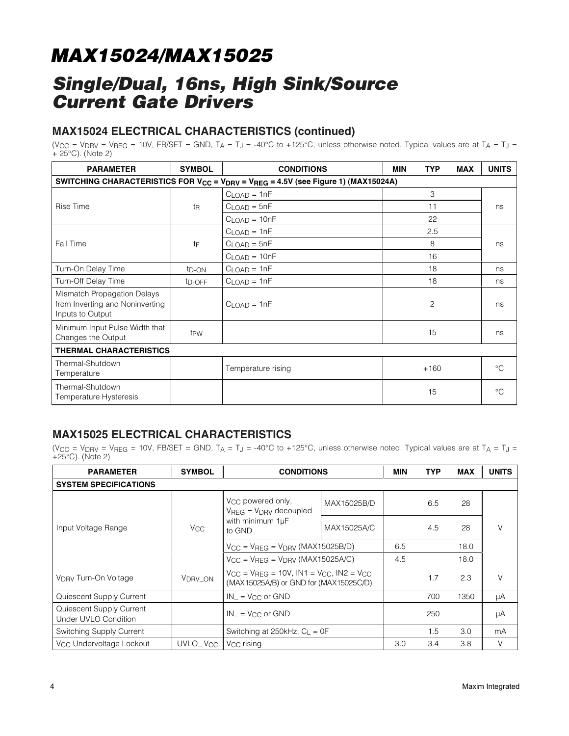# MAX15024/MAX15025

## Single/Dual, 16ns, High Sink/Source Current Gate Drivers

### MAX15024 ELECTRICAL CHARACTERISTICS (continued)

($V_{CC}$ = $V_{DRV}$ = $V_{REG}$ = 10V, FB/SET = GND, $T_A$ = $T_J$ = -40°C to +125°C, unless otherwise noted. Typical values are at $T_A$ = $T_J$ = + 25°C). (Note 2)

| PARAMETER | SYMBOL | CONDITIONS | MIN | TYP | MAX | UNITS |
|---|---|---|---|---|---|---|
| **SWITCHING CHARACTERISTICS FOR $V_{CC}$ = $V_{DRV}$ = $V_{REG}$ = 4.5V (see Figure 1) (MAX15024A)** | | | | | | |
| Rise Time | $t_R$ | $C_{LOAD}$ = 1nF | | 3 | | ns |
| | | $C_{LOAD}$ = 5nF | | 11 | | |
| | | $C_{LOAD}$ = 10nF | | 22 | | |
| Fall Time | $t_F$ | $C_{LOAD}$ = 1nF | | 2.5 | | ns |
| | | $C_{LOAD}$ = 5nF | | 8 | | |
| | | $C_{LOAD}$ = 10nF | | 16 | | |
| Turn-On Delay Time | $t_{D-ON}$ | $C_{LOAD}$ = 1nF | | 18 | | ns |
| Turn-Off Delay Time | $t_{D-OFF}$ | $C_{LOAD}$ = 1nF | | 18 | | ns |
| Mismatch Propagation Delays from Inverting and Noninverting Inputs to Output | | $C_{LOAD}$ = 1nF | | 2 | | ns |
| Minimum Input Pulse Width that Changes the Output | $t_{PW}$ | | | 15 | | ns |
| **THERMAL CHARACTERISTICS** | | | | | | |
| Thermal-Shutdown Temperature | | Temperature rising | | +160 | | °C |
| Thermal-Shutdown Temperature Hysteresis | | | | 15 | | °C |

### MAX15025 ELECTRICAL CHARACTERISTICS

($V_{CC}$ = $V_{DRV}$ = $V_{REG}$ = 10V, FB/SET = GND, $T_A$ = $T_J$ = -40°C to +125°C, unless otherwise noted. Typical values are at $T_A$ = $T_J$ = +25°C). (Note 2)

| PARAMETER | SYMBOL | CONDITIONS | | MIN | TYP | MAX | UNITS |
|---|---|---|---|---|---|---|---|
| **SYSTEM SPECIFICATIONS** | | | | | | | |
| Input Voltage Range | $V_{CC}$ | $V_{CC}$ powered only, $V_{REG}$ = $V_{DRV}$ decoupled with minimum 1µF to GND | MAX15025B/D | | 6.5 | 28 | V |
| | | | MAX15025A/C | | 4.5 | 28 | |
| | | $V_{CC}$ = $V_{REG}$ = $V_{DRV}$ (MAX15025B/D) | | 6.5 | | 18.0 | |
| | | $V_{CC}$ = $V_{REG}$ = $V_{DRV}$ (MAX15025A/C) | | 4.5 | | 18.0 | |
| $V_{DRV}$ Turn-On Voltage | $V_{DRV\_ON}$ | $V_{CC}$ = $V_{REG}$ = 10V, IN1 = $V_{CC}$, IN2 = $V_{CC}$ (MAX15025A/B) or GND for (MAX15025C/D) | | | 1.7 | 2.3 | V |
| Quiescent Supply Current | | IN_ = $V_{CC}$ or GND | | | 700 | 1350 | µA |
| Quiescent Supply Current Under UVLO Condition | | IN_ = $V_{CC}$ or GND | | | 250 | | µA |
| Switching Supply Current | | Switching at 250kHz, $C_L$ = 0F | | | 1.5 | 3.0 | mA |
| $V_{CC}$ Undervoltage Lockout | UVLO_ $V_{CC}$ | $V_{CC}$ rising | | 3.0 | 3.4 | 3.8 | V |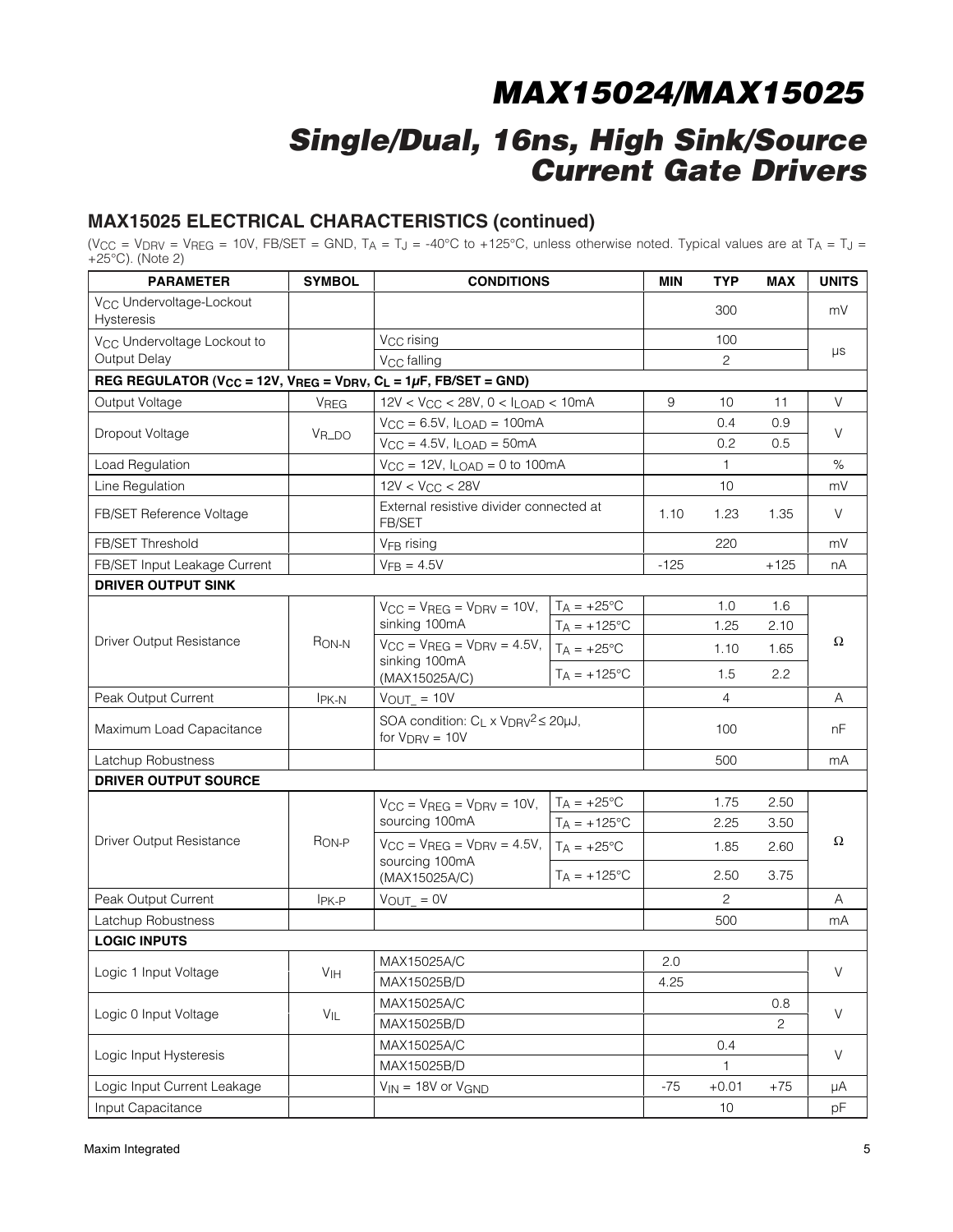## MAX15025 ELECTRICAL CHARACTERISTICS (continued)

($V_{CC}$ = $V_{DRV}$ = $V_{REG}$ = 10V, FB/SET = GND, $T_A$ = $T_J$ = -40°C to +125°C, unless otherwise noted. Typical values are at $T_A$ = $T_J$ = +25°C). (Note 2)

| PARAMETER | SYMBOL | CONDITIONS | | MIN | TYP | MAX | UNITS |
|---|---|---|---|---|---|---|---|
| $V_{CC}$ Undervoltage-Lockout Hysteresis | | | | | 300 | | mV |
| $V_{CC}$ Undervoltage Lockout to Output Delay | | $V_{CC}$ rising | | | 100 | | µs |
| | | $V_{CC}$ falling | | | 2 | | |
| **REG REGULATOR ($V_{CC}$ = 12V, $V_{REG}$ = $V_{DRV}$, $C_L$ = 1µF, FB/SET = GND)** | | | | | | | |
| Output Voltage | $V_{REG}$ | 12V < $V_{CC}$ < 28V, 0 < $I_{LOAD}$ < 10mA | | 9 | 10 | 11 | V |
| Dropout Voltage | $V_{R\_DO}$ | $V_{CC}$ = 6.5V, $I_{LOAD}$ = 100mA | | | 0.4 | 0.9 | V |
| | | $V_{CC}$ = 4.5V, $I_{LOAD}$ = 50mA | | | 0.2 | 0.5 | |
| Load Regulation | | $V_{CC}$ = 12V, $I_{LOAD}$ = 0 to 100mA | | | 1 | | % |
| Line Regulation | | 12V < $V_{CC}$ < 28V | | | 10 | | mV |
| FB/SET Reference Voltage | | External resistive divider connected at FB/SET | | 1.10 | 1.23 | 1.35 | V |
| FB/SET Threshold | | $V_{FB}$ rising | | | 220 | | mV |
| FB/SET Input Leakage Current | | $V_{FB}$ = 4.5V | | -125 | | +125 | nA |
| **DRIVER OUTPUT SINK** | | | | | | | |
| Driver Output Resistance | $R_{ON-N}$ | $V_{CC}$ = $V_{REG}$ = $V_{DRV}$ = 10V, sinking 100mA | $T_A$ = +25°C | | 1.0 | 1.6 | Ω |
| | | | $T_A$ = +125°C | | 1.25 | 2.10 | |
| | | $V_{CC}$ = $V_{REG}$ = $V_{DRV}$ = 4.5V, sinking 100mA (MAX15025A/C) | $T_A$ = +25°C | | 1.10 | 1.65 | |
| | | | $T_A$ = +125°C | | 1.5 | 2.2 | |
| Peak Output Current | $I_{PK-N}$ | $V_{OUT\_}$ = 10V | | | 4 | | A |
| Maximum Load Capacitance | | SOA condition: $C_L$ x $V_{DRV}^2$ ≤ 20µJ, for $V_{DRV}$ = 10V | | | 100 | | nF |
| Latchup Robustness | | | | | 500 | | mA |
| **DRIVER OUTPUT SOURCE** | | | | | | | |
| Driver Output Resistance | $R_{ON-P}$ | $V_{CC}$ = $V_{REG}$ = $V_{DRV}$ = 10V, sourcing 100mA | $T_A$ = +25°C | | 1.75 | 2.50 | Ω |
| | | | $T_A$ = +125°C | | 2.25 | 3.50 | |
| | | $V_{CC}$ = $V_{REG}$ = $V_{DRV}$ = 4.5V, sourcing 100mA (MAX15025A/C) | $T_A$ = +25°C | | 1.85 | 2.60 | |
| | | | $T_A$ = +125°C | | 2.50 | 3.75 | |
| Peak Output Current | $I_{PK-P}$ | $V_{OUT\_}$ = 0V | | | 2 | | A |
| Latchup Robustness | | | | | 500 | | mA |
| **LOGIC INPUTS** | | | | | | | |
| Logic 1 Input Voltage | $V_{IH}$ | MAX15025A/C | | 2.0 | | | V |
| | | MAX15025B/D | | 4.25 | | | |
| Logic 0 Input Voltage | $V_{IL}$ | MAX15025A/C | | | | 0.8 | V |
| | | MAX15025B/D | | | | 2 | |
| Logic Input Hysteresis | | MAX15025A/C | | | 0.4 | | V |
| | | MAX15025B/D | | | 1 | | |
| Logic Input Current Leakage | | $V_{IN}$ = 18V or $V_{GND}$ | | -75 | +0.01 | +75 | µA |
| Input Capacitance | | | | | 10 | | pF |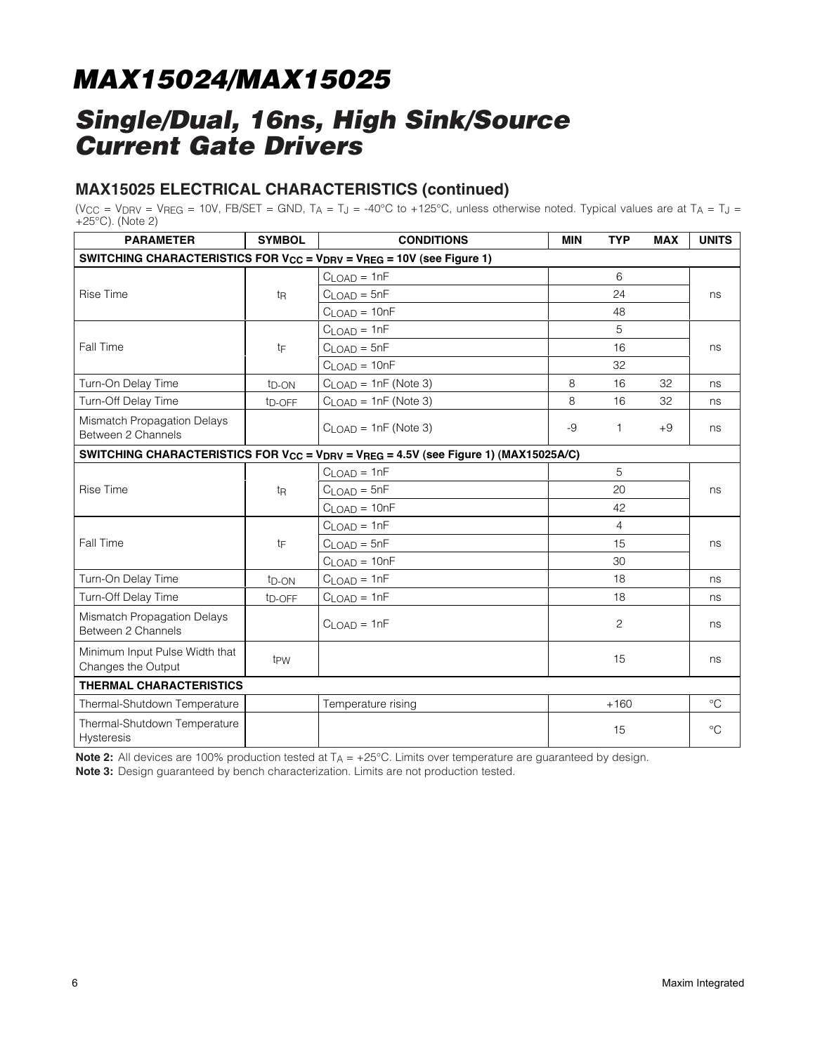# MAX15024/MAX15025

## Single/Dual, 16ns, High Sink/Source Current Gate Drivers

### MAX15025 ELECTRICAL CHARACTERISTICS (continued)

($V_{CC}$ = $V_{DRV}$ = $V_{REG}$ = 10V, FB/SET = GND, $T_A$ = $T_J$ = -40°C to +125°C, unless otherwise noted. Typical values are at $T_A$ = $T_J$ = +25°C). (Note 2)

| PARAMETER | SYMBOL | CONDITIONS | MIN | TYP | MAX | UNITS |
|---|---|---|---|---|---|---|
| **SWITCHING CHARACTERISTICS FOR $V_{CC}$ = $V_{DRV}$ = $V_{REG}$ = 10V (see Figure 1)** | | | | | | |
| Rise Time | $t_R$ | $C_{LOAD}$ = 1nF | | 6 | | ns |
| | | $C_{LOAD}$ = 5nF | | 24 | | |
| | | $C_{LOAD}$ = 10nF | | 48 | | |
| Fall Time | $t_F$ | $C_{LOAD}$ = 1nF | | 5 | | ns |
| | | $C_{LOAD}$ = 5nF | | 16 | | |
| | | $C_{LOAD}$ = 10nF | | 32 | | |
| Turn-On Delay Time | $t_{D-ON}$ | $C_{LOAD}$ = 1nF (Note 3) | 8 | 16 | 32 | ns |
| Turn-Off Delay Time | $t_{D-OFF}$ | $C_{LOAD}$ = 1nF (Note 3) | 8 | 16 | 32 | ns |
| Mismatch Propagation Delays Between 2 Channels | | $C_{LOAD}$ = 1nF (Note 3) | -9 | 1 | +9 | ns |
| **SWITCHING CHARACTERISTICS FOR $V_{CC}$ = $V_{DRV}$ = $V_{REG}$ = 4.5V (see Figure 1) (MAX15025A/C)** | | | | | | |
| Rise Time | $t_R$ | $C_{LOAD}$ = 1nF | | 5 | | ns |
| | | $C_{LOAD}$ = 5nF | | 20 | | |
| | | $C_{LOAD}$ = 10nF | | 42 | | |
| Fall Time | $t_F$ | $C_{LOAD}$ = 1nF | | 4 | | ns |
| | | $C_{LOAD}$ = 5nF | | 15 | | |
| | | $C_{LOAD}$ = 10nF | | 30 | | |
| Turn-On Delay Time | $t_{D-ON}$ | $C_{LOAD}$ = 1nF | | 18 | | ns |
| Turn-Off Delay Time | $t_{D-OFF}$ | $C_{LOAD}$ = 1nF | | 18 | | ns |
| Mismatch Propagation Delays Between 2 Channels | | $C_{LOAD}$ = 1nF | | 2 | | ns |
| Minimum Input Pulse Width that Changes the Output | $t_{PW}$ | | | 15 | | ns |
| **THERMAL CHARACTERISTICS** | | | | | | |
| Thermal-Shutdown Temperature | | Temperature rising | | +160 | | °C |
| Thermal-Shutdown Temperature Hysteresis | | | | 15 | | °C |

**Note 2:** All devices are 100% production tested at $T_A$ = +25°C. Limits over temperature are guaranteed by design.

**Note 3:** Design guaranteed by bench characterization. Limits are not production tested.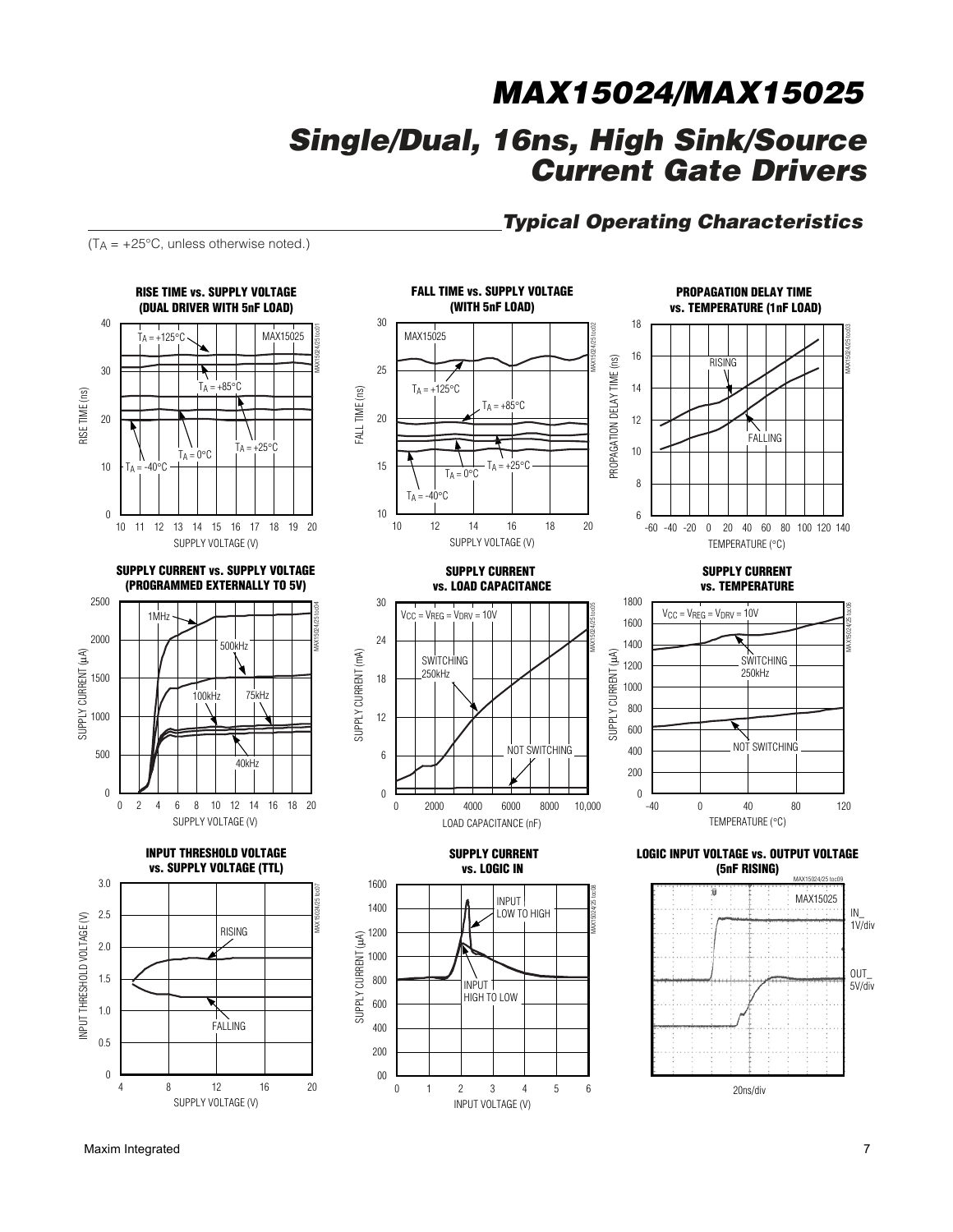## Typical Operating Characteristics

($T_A$ = +25°C, unless otherwise noted.)

**RISE TIME vs. SUPPLY VOLTAGE (DUAL DRIVER WITH 5nF LOAD)**

**FALL TIME vs. SUPPLY VOLTAGE (WITH 5nF LOAD)**

**PROPAGATION DELAY TIME vs. TEMPERATURE (1nF LOAD)**

**SUPPLY CURRENT vs. SUPPLY VOLTAGE (PROGRAMMED EXTERNALLY TO 5V)**

**SUPPLY CURRENT vs. LOAD CAPACITANCE**

**SUPPLY CURRENT vs. TEMPERATURE**

**INPUT THRESHOLD VOLTAGE vs. SUPPLY VOLTAGE (TTL)**

**SUPPLY CURRENT vs. LOGIC IN**

**LOGIC INPUT VOLTAGE vs. OUTPUT VOLTAGE (5nF RISING)**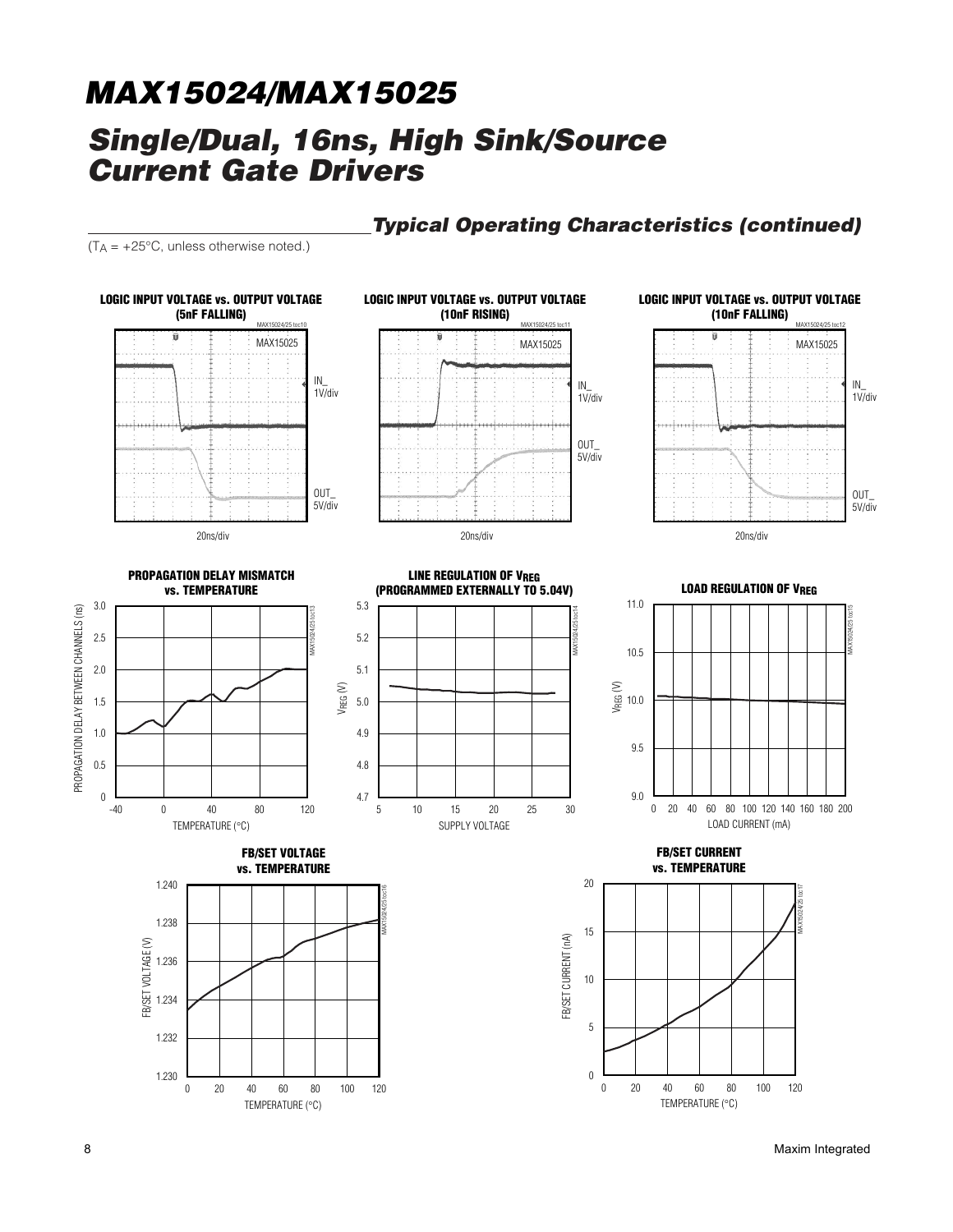## Typical Operating Characteristics (continued)

($T_A$ = +25°C, unless otherwise noted.)

**LOGIC INPUT VOLTAGE vs. OUTPUT VOLTAGE (5nF FALLING)**

MAX15024/25 toc10

MAX15025

IN_ 1V/div

OUT_ 5V/div

20ns/div

**LOGIC INPUT VOLTAGE vs. OUTPUT VOLTAGE (10nF RISING)**

MAX15024/25 toc11

MAX15025

IN_ 1V/div

OUT_ 5V/div

20ns/div

**LOGIC INPUT VOLTAGE vs. OUTPUT VOLTAGE (10nF FALLING)**

MAX15024/25 toc12

MAX15025

IN_ 1V/div

OUT_ 5V/div

20ns/div

**PROPAGATION DELAY MISMATCH vs. TEMPERATURE**

MAX15024/25 toc13

PROPAGATION DELAY BETWEEN CHANNELS (ns)

TEMPERATURE (°C)

**LINE REGULATION OF $V_{REG}$ (PROGRAMMED EXTERNALLY TO 5.04V)**

MAX15024/25 toc14

$V_{REG}$ (V)

SUPPLY VOLTAGE

**LOAD REGULATION OF $V_{REG}$**

MAX15024/25 toc15

$V_{REG}$ (V)

LOAD CURRENT (mA)

**FB/SET VOLTAGE vs. TEMPERATURE**

MAX15024/25 toc16

FB/SET VOLTAGE (V)

TEMPERATURE (°C)

**FB/SET CURRENT vs. TEMPERATURE**

MAX15024/25 toc17

FB/SET CURRENT (nA)

TEMPERATURE (°C)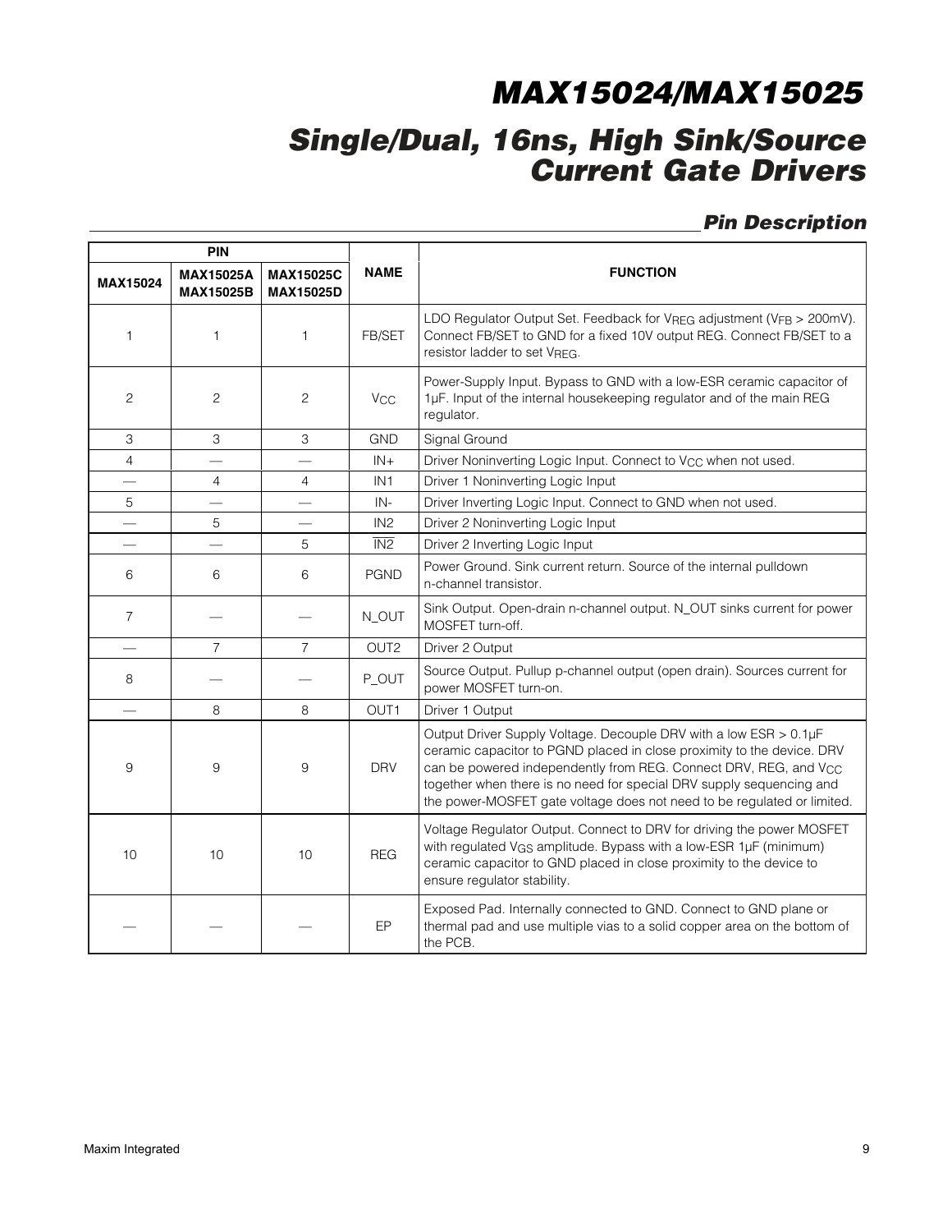## Pin Description

| PIN | | | NAME | FUNCTION |
|---|---|---|---|---|
| MAX15024 | MAX15025A MAX15025B | MAX15025C MAX15025D | | |
| 1 | 1 | 1 | FB/SET | LDO Regulator Output Set. Feedback for $V_{REG}$ adjustment ($V_{FB}$ > 200mV). Connect FB/SET to GND for a fixed 10V output REG. Connect FB/SET to a resistor ladder to set $V_{REG}$. |
| 2 | 2 | 2 | $V_{CC}$ | Power-Supply Input. Bypass to GND with a low-ESR ceramic capacitor of 1µF. Input of the internal housekeeping regulator and of the main REG regulator. |
| 3 | 3 | 3 | GND | Signal Ground |
| 4 | — | — | IN+ | Driver Noninverting Logic Input. Connect to $V_{CC}$ when not used. |
| — | 4 | 4 | IN1 | Driver 1 Noninverting Logic Input |
| 5 | — | — | IN- | Driver Inverting Logic Input. Connect to GND when not used. |
| — | 5 | — | IN2 | Driver 2 Noninverting Logic Input |
| — | — | 5 | $\overline{IN2}$ | Driver 2 Inverting Logic Input |
| 6 | 6 | 6 | PGND | Power Ground. Sink current return. Source of the internal pulldown n-channel transistor. |
| 7 | — | — | N_OUT | Sink Output. Open-drain n-channel output. N_OUT sinks current for power MOSFET turn-off. |
| — | 7 | 7 | OUT2 | Driver 2 Output |
| 8 | — | — | P_OUT | Source Output. Pullup p-channel output (open drain). Sources current for power MOSFET turn-on. |
| — | 8 | 8 | OUT1 | Driver 1 Output |
| 9 | 9 | 9 | DRV | Output Driver Supply Voltage. Decouple DRV with a low ESR > 0.1µF ceramic capacitor to PGND placed in close proximity to the device. DRV can be powered independently from REG. Connect DRV, REG, and $V_{CC}$ together when there is no need for special DRV supply sequencing and the power-MOSFET gate voltage does not need to be regulated or limited. |
| 10 | 10 | 10 | REG | Voltage Regulator Output. Connect to DRV for driving the power MOSFET with regulated $V_{GS}$ amplitude. Bypass with a low-ESR 1µF (minimum) ceramic capacitor to GND placed in close proximity to the device to ensure regulator stability. |
| — | — | — | EP | Exposed Pad. Internally connected to GND. Connect to GND plane or thermal pad and use multiple vias to a solid copper area on the bottom of the PCB. |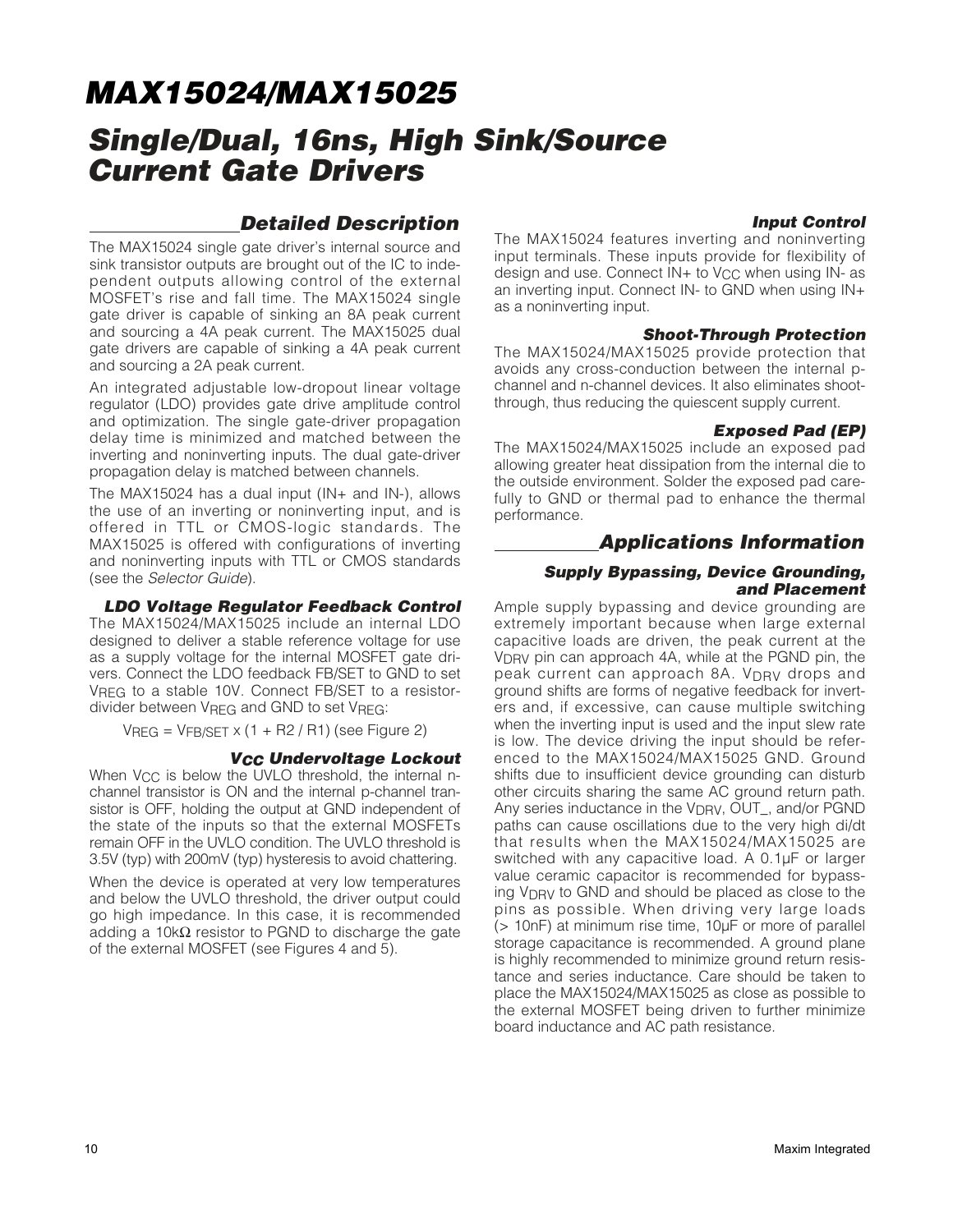## Detailed Description

The MAX15024 single gate driver's internal source and sink transistor outputs are brought out of the IC to independent outputs allowing control of the external MOSFET's rise and fall time. The MAX15024 single gate driver is capable of sinking an 8A peak current and sourcing a 4A peak current. The MAX15025 dual gate drivers are capable of sinking a 4A peak current and sourcing a 2A peak current.

An integrated adjustable low-dropout linear voltage regulator (LDO) provides gate drive amplitude control and optimization. The single gate-driver propagation delay time is minimized and matched between the inverting and noninverting inputs. The dual gate-driver propagation delay is matched between channels.

The MAX15024 has a dual input (IN+ and IN-), allows the use of an inverting or noninverting input, and is offered in TTL or CMOS-logic standards. The MAX15025 is offered with configurations of inverting and noninverting inputs with TTL or CMOS standards (see the *Selector Guide*).

### LDO Voltage Regulator Feedback Control

The MAX15024/MAX15025 include an internal LDO designed to deliver a stable reference voltage for use as a supply voltage for the internal MOSFET gate drivers. Connect the LDO feedback FB/SET to GND to set $V_{REG}$ to a stable 10V. Connect FB/SET to a resistor-divider between $V_{REG}$ and GND to set $V_{REG}$:

$$V_{REG} = V_{FB/SET} \times (1 + R2 / R1) \text{ (see Figure 2)}$$

### $V_{CC}$ Undervoltage Lockout

When $V_{CC}$ is below the UVLO threshold, the internal n-channel transistor is ON and the internal p-channel transistor is OFF, holding the output at GND independent of the state of the inputs so that the external MOSFETs remain OFF in the UVLO condition. The UVLO threshold is 3.5V (typ) with 200mV (typ) hysteresis to avoid chattering.

When the device is operated at very low temperatures and below the UVLO threshold, the driver output could go high impedance. In this case, it is recommended adding a 10kΩ resistor to PGND to discharge the gate of the external MOSFET (see Figures 4 and 5).

### Input Control

The MAX15024 features inverting and noninverting input terminals. These inputs provide for flexibility of design and use. Connect IN+ to $V_{CC}$ when using IN- as an inverting input. Connect IN- to GND when using IN+ as a noninverting input.

### Shoot-Through Protection

The MAX15024/MAX15025 provide protection that avoids any cross-conduction between the internal p-channel and n-channel devices. It also eliminates shoot-through, thus reducing the quiescent supply current.

### Exposed Pad (EP)

The MAX15024/MAX15025 include an exposed pad allowing greater heat dissipation from the internal die to the outside environment. Solder the exposed pad carefully to GND or thermal pad to enhance the thermal performance.

## Applications Information

### Supply Bypassing, Device Grounding, and Placement

Ample supply bypassing and device grounding are extremely important because when large external capacitive loads are driven, the peak current at the $V_{DRV}$ pin can approach 4A, while at the PGND pin, the peak current can approach 8A. $V_{DRV}$ drops and ground shifts are forms of negative feedback for inverters and, if excessive, can cause multiple switching when the inverting input is used and the input slew rate is low. The device driving the input should be referenced to the MAX15024/MAX15025 GND. Ground shifts due to insufficient device grounding can disturb other circuits sharing the same AC ground return path. Any series inductance in the $V_{DRV}$, OUT_, and/or PGND paths can cause oscillations due to the very high di/dt that results when the MAX15024/MAX15025 are switched with any capacitive load. A 0.1µF or larger value ceramic capacitor is recommended for bypassing $V_{DRV}$ to GND and should be placed as close to the pins as possible. When driving very large loads (> 10nF) at minimum rise time, 10µF or more of parallel storage capacitance is recommended. A ground plane is highly recommended to minimize ground return resistance and series inductance. Care should be taken to place the MAX15024/MAX15025 as close as possible to the external MOSFET being driven to further minimize board inductance and AC path resistance.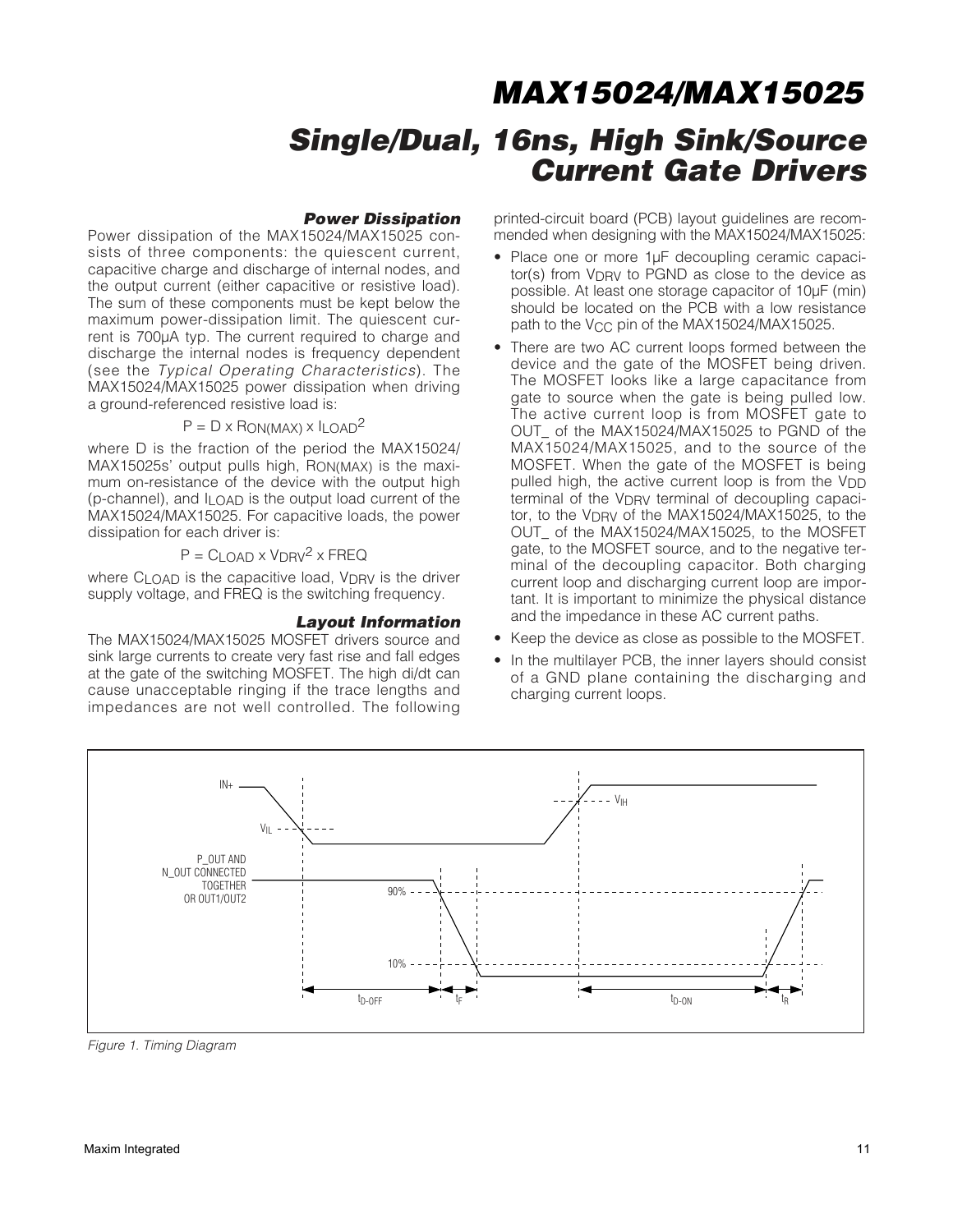### Power Dissipation

Power dissipation of the MAX15024/MAX15025 consists of three components: the quiescent current, capacitive charge and discharge of internal nodes, and the output current (either capacitive or resistive load). The sum of these components must be kept below the maximum power-dissipation limit. The quiescent current is 700µA typ. The current required to charge and discharge the internal nodes is frequency dependent (see the *Typical Operating Characteristics*). The MAX15024/MAX15025 power dissipation when driving a ground-referenced resistive load is:

$$P = D \times R_{ON(MAX)} \times I_{LOAD}^2$$

where D is the fraction of the period the MAX15024/MAX15025s' output pulls high, $R_{ON(MAX)}$ is the maximum on-resistance of the device with the output high (p-channel), and $I_{LOAD}$ is the output load current of the MAX15024/MAX15025. For capacitive loads, the power dissipation for each driver is:

$$P = C_{LOAD} \times V_{DRV}^2 \times FREQ$$

where $C_{LOAD}$ is the capacitive load, $V_{DRV}$ is the driver supply voltage, and FREQ is the switching frequency.

### Layout Information

The MAX15024/MAX15025 MOSFET drivers source and sink large currents to create very fast rise and fall edges at the gate of the switching MOSFET. The high di/dt can cause unacceptable ringing if the trace lengths and impedances are not well controlled. The following printed-circuit board (PCB) layout guidelines are recommended when designing with the MAX15024/MAX15025:

- Place one or more 1µF decoupling ceramic capacitor(s) from $V_{DRV}$ to PGND as close to the device as possible. At least one storage capacitor of 10µF (min) should be located on the PCB with a low resistance path to the $V_{CC}$ pin of the MAX15024/MAX15025.
- There are two AC current loops formed between the device and the gate of the MOSFET being driven. The MOSFET looks like a large capacitance from gate to source when the gate is being pulled low. The active current loop is from MOSFET gate to OUT_ of the MAX15024/MAX15025 to PGND of the MAX15024/MAX15025, and to the source of the MOSFET. When the gate of the MOSFET is being pulled high, the active current loop is from the $V_{DD}$ terminal of the $V_{DRV}$ terminal of decoupling capacitor, to the $V_{DRV}$ of the MAX15024/MAX15025, to the OUT_ of the MAX15024/MAX15025, to the MOSFET gate, to the MOSFET source, and to the negative terminal of the decoupling capacitor. Both charging current loop and discharging current loop are important. It is important to minimize the physical distance and the impedance in these AC current paths.
- Keep the device as close as possible to the MOSFET.
- In the multilayer PCB, the inner layers should consist of a GND plane containing the discharging and charging current loops.

*Figure 1. Timing Diagram*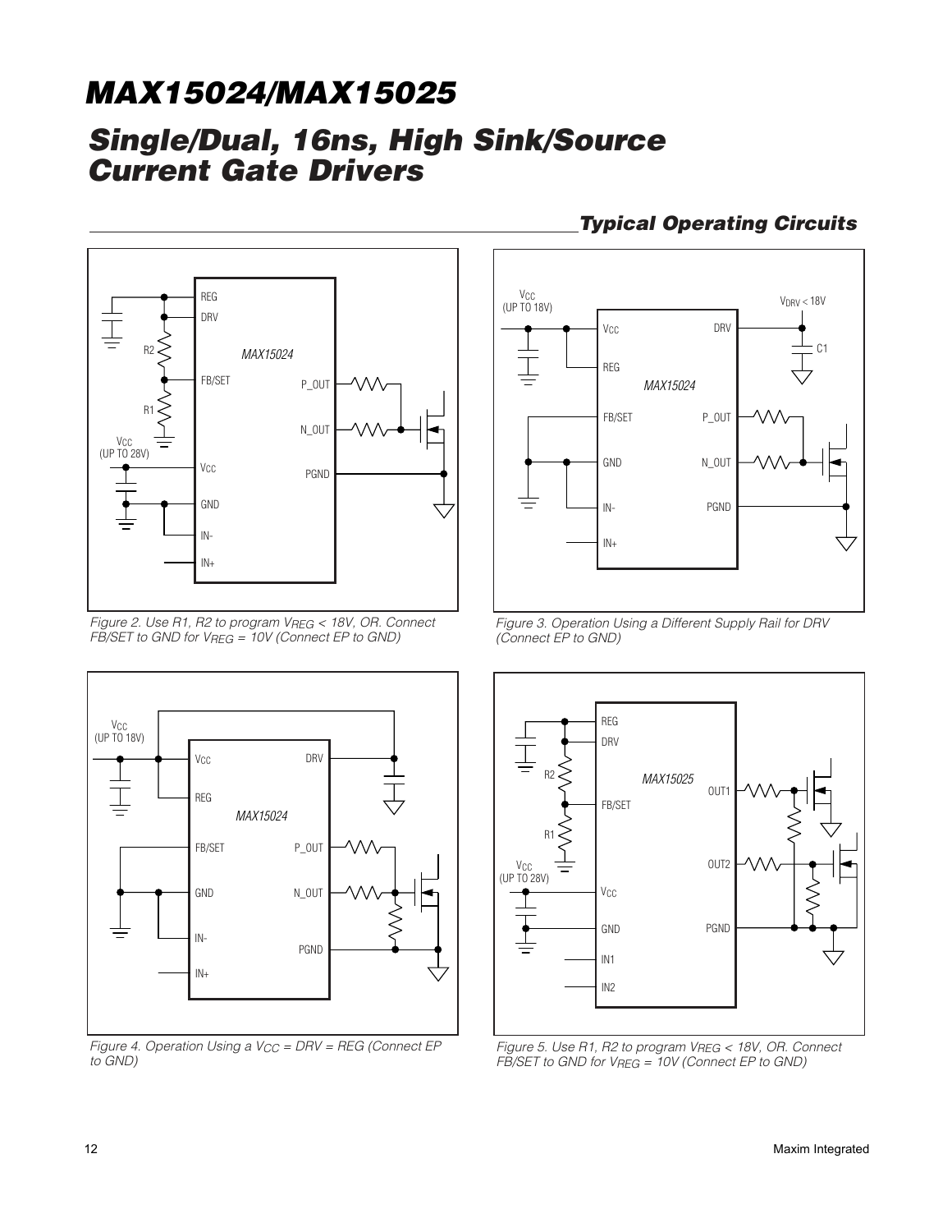## Typical Operating Circuits

*Figure 2. Use R1, R2 to program $V_{REG}$ < 18V, OR. Connect FB/SET to GND for $V_{REG}$ = 10V (Connect EP to GND)*

*Figure 3. Operation Using a Different Supply Rail for DRV (Connect EP to GND)*

*Figure 4. Operation Using a $V_{CC}$ = DRV = REG (Connect EP to GND)*

*Figure 5. Use R1, R2 to program $V_{REG}$ < 18V, OR. Connect FB/SET to GND for $V_{REG}$ = 10V (Connect EP to GND)*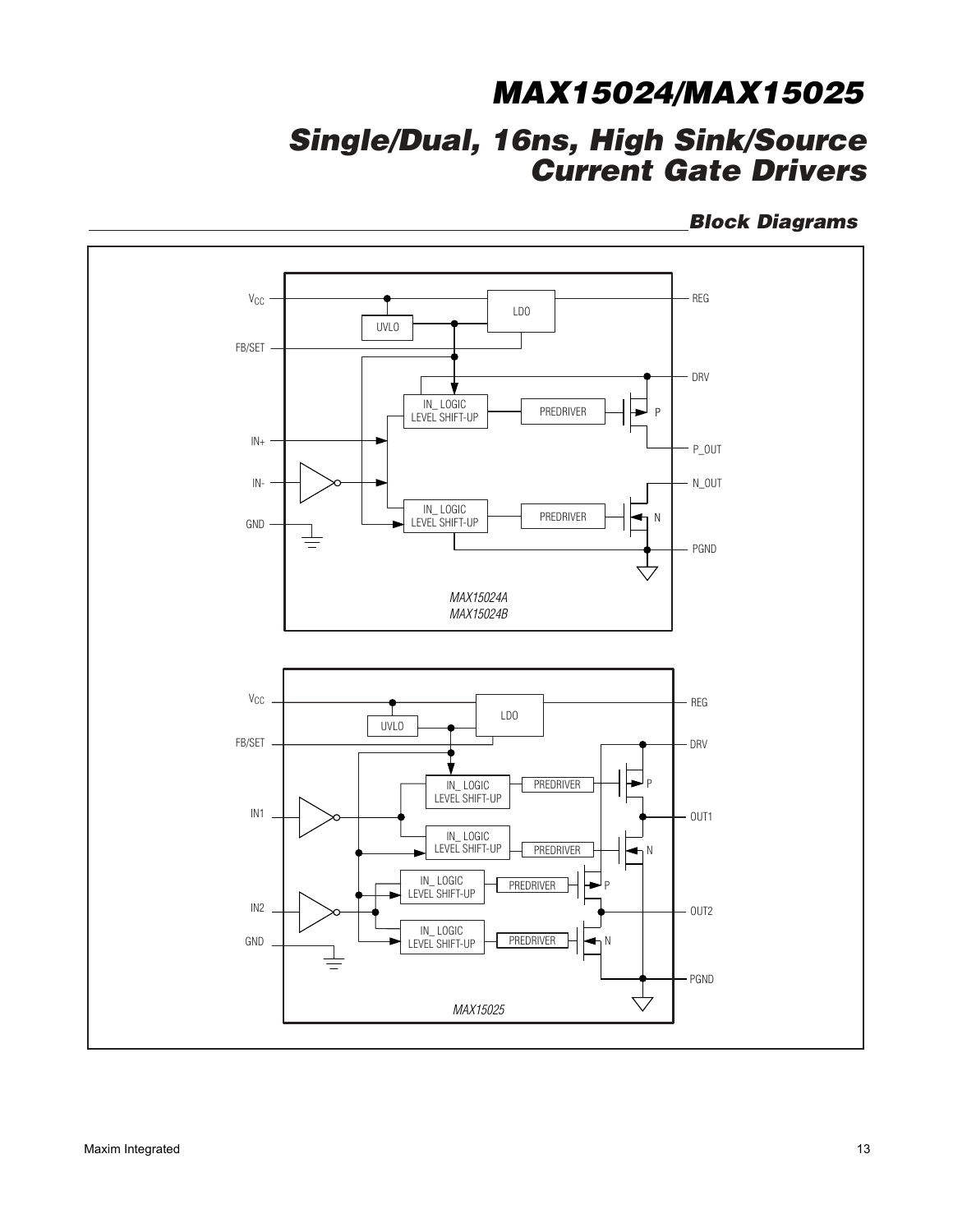## Block Diagrams

VCC
FB/SET
IN+
IN-
GND
UVLO
LDO
IN_ LOGIC LEVEL SHIFT-UP
PREDRIVER
P
IN_ LOGIC LEVEL SHIFT-UP
PREDRIVER
N
REG
DRV
P_OUT
N_OUT
PGND

*MAX15024A*
*MAX15024B*

VCC
FB/SET
IN1
IN2
GND
UVLO
LDO
IN_ LOGIC LEVEL SHIFT-UP
PREDRIVER
P
IN_ LOGIC LEVEL SHIFT-UP
PREDRIVER
N
IN_ LOGIC LEVEL SHIFT-UP
PREDRIVER
P
IN_ LOGIC LEVEL SHIFT-UP
PREDRIVER
N
REG
DRV
OUT1
OUT2
PGND

*MAX15025*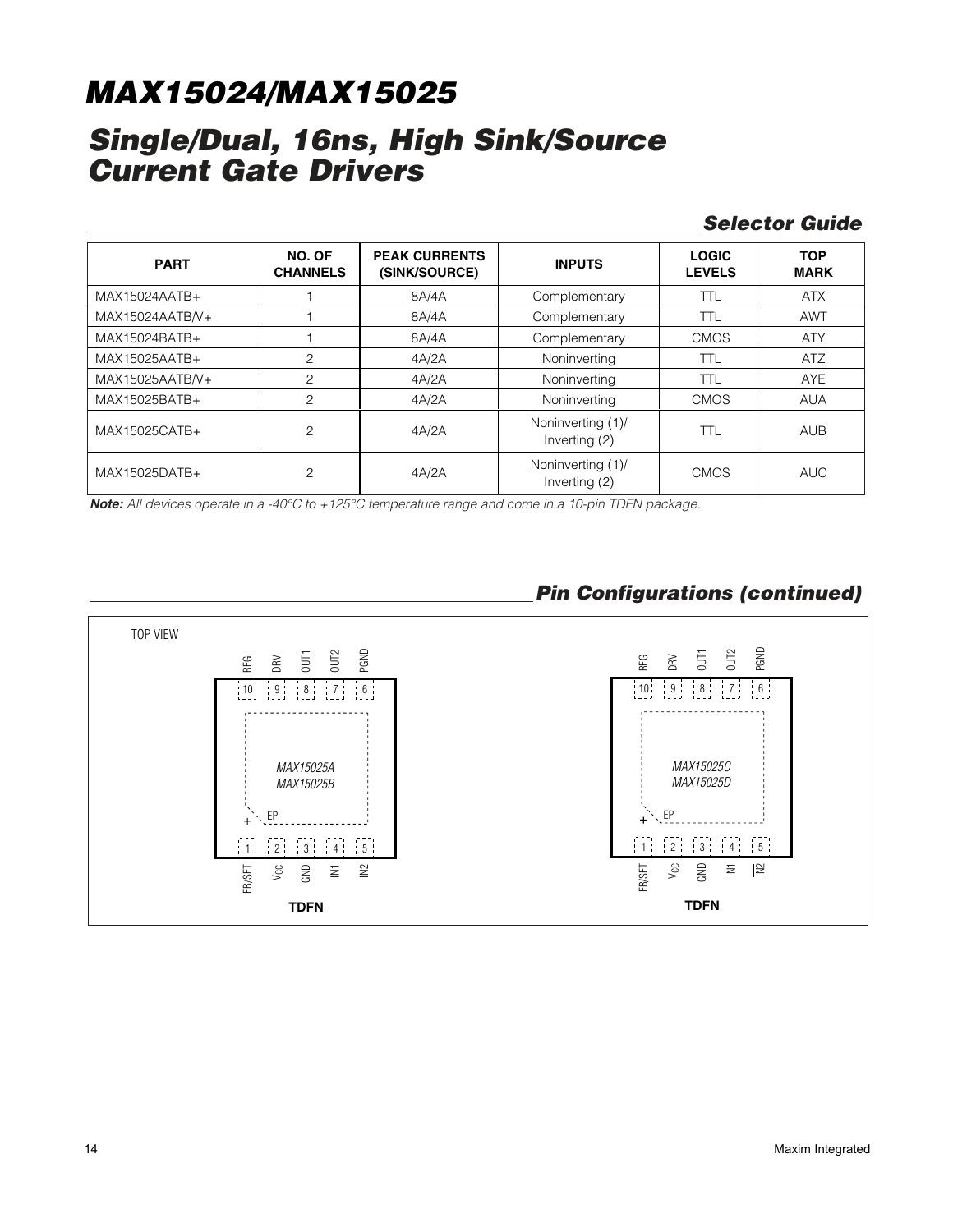## Selector Guide

| PART | NO. OF CHANNELS | PEAK CURRENTS (SINK/SOURCE) | INPUTS | LOGIC LEVELS | TOP MARK |
|---|---|---|---|---|---|
| MAX15024AATB+ | 1 | 8A/4A | Complementary | TTL | ATX |
| MAX15024AATB/V+ | 1 | 8A/4A | Complementary | TTL | AWT |
| MAX15024BATB+ | 1 | 8A/4A | Complementary | CMOS | ATY |
| MAX15025AATB+ | 2 | 4A/2A | Noninverting | TTL | ATZ |
| MAX15025AATB/V+ | 2 | 4A/2A | Noninverting | TTL | AYE |
| MAX15025BATB+ | 2 | 4A/2A | Noninverting | CMOS | AUA |
| MAX15025CATB+ | 2 | 4A/2A | Noninverting (1)/ Inverting (2) | TTL | AUB |
| MAX15025DATB+ | 2 | 4A/2A | Noninverting (1)/ Inverting (2) | CMOS | AUC |

***Note:*** *All devices operate in a -40°C to +125°C temperature range and come in a 10-pin TDFN package.*

## Pin Configurations (continued)

TOP VIEW

**MAX15025A / MAX15025B (TDFN)**

| Pin | Name |
|---|---|
| 1 | FB/SET |
| 2 | $V_{CC}$ |
| 3 | GND |
| 4 | IN1 |
| 5 | IN2 |
| 6 | PGND |
| 7 | OUT2 |
| 8 | OUT1 |
| 9 | DRV |
| 10 | REG |
| — | EP |

**MAX15025C / MAX15025D (TDFN)**

| Pin | Name |
|---|---|
| 1 | FB/SET |
| 2 | $V_{CC}$ |
| 3 | GND |
| 4 | IN1 |
| 5 | $\overline{IN2}$ |
| 6 | PGND |
| 7 | OUT2 |
| 8 | OUT1 |
| 9 | DRV |
| 10 | REG |
| — | EP |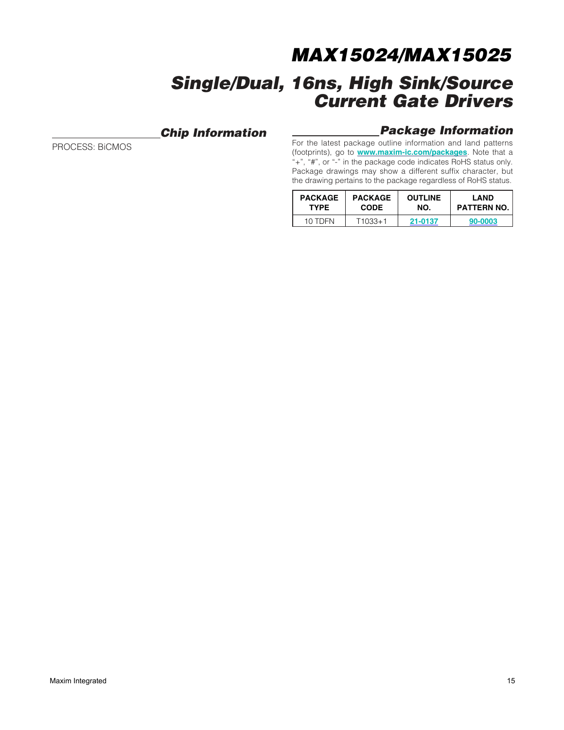## Chip Information

PROCESS: BiCMOS

## Package Information

For the latest package outline information and land patterns (footprints), go to **www.maxim-ic.com/packages**. Note that a "+", "#", or "-" in the package code indicates RoHS status only. Package drawings may show a different suffix character, but the drawing pertains to the package regardless of RoHS status.

| PACKAGE TYPE | PACKAGE CODE | OUTLINE NO. | LAND PATTERN NO. |
|---|---|---|---|
| 10 TDFN | T1033+1 | 21-0137 | 90-0003 |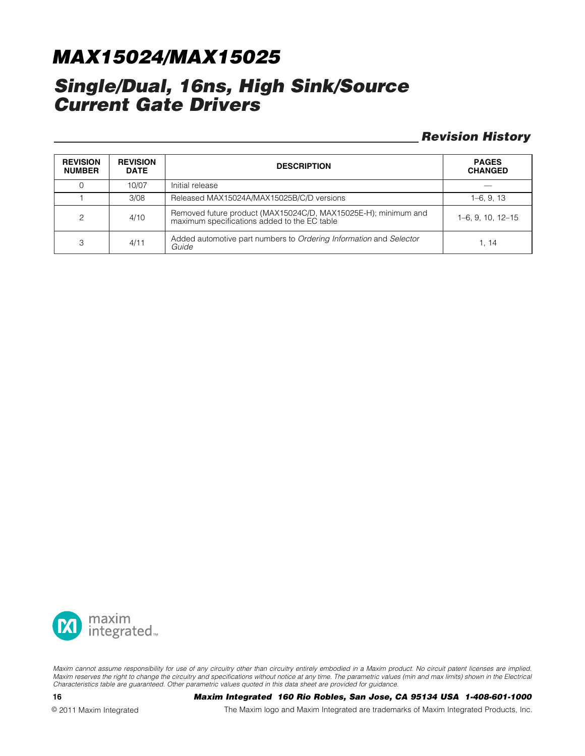## Revision History

| REVISION NUMBER | REVISION DATE | DESCRIPTION | PAGES CHANGED |
|---|---|---|---|
| 0 | 10/07 | Initial release | — |
| 1 | 3/08 | Released MAX15024A/MAX15025B/C/D versions | 1–6, 9, 13 |
| 2 | 4/10 | Removed future product (MAX15024C/D, MAX15025E-H); minimum and maximum specifications added to the EC table | 1–6, 9, 10, 12–15 |
| 3 | 4/11 | Added automotive part numbers to *Ordering Information* and *Selector Guide* | 1, 14 |

*Maxim cannot assume responsibility for use of any circuitry other than circuitry entirely embodied in a Maxim product. No circuit patent licenses are implied. Maxim reserves the right to change the circuitry and specifications without notice at any time. The parametric values (min and max limits) shown in the Electrical Characteristics table are guaranteed. Other parametric values quoted in this data sheet are provided for guidance.*

***Maxim Integrated 160 Rio Robles, San Jose, CA 95134 USA 1-408-601-1000***

© 2011 Maxim Integrated

The Maxim logo and Maxim Integrated are trademarks of Maxim Integrated Products, Inc.